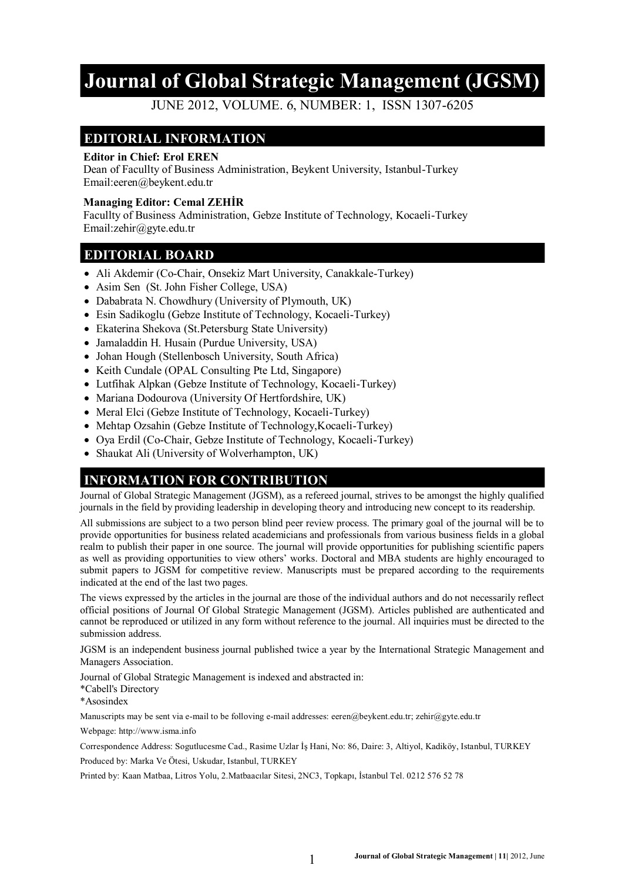# Journal of Global Strategic Management (JGSM)

JUNE 2012, VOLUME. 6, NUMBER: 1, ISSN 1307-6205

## EDITORIAL INFORMATION

**Editor in Chief: Erol EREN**
Dean of Facullty of Business Administration, Beykent University, Istanbul-Turkey
Email:eeren@beykent.edu.tr

**Managing Editor: Cemal ZEHİR**
Facullty of Business Administration, Gebze Institute of Technology, Kocaeli-Turkey
Email:zehir@gyte.edu.tr

## EDITORIAL BOARD

- Ali Akdemir (Co-Chair, Onsekiz Mart University, Canakkale-Turkey)
- Asim Sen (St. John Fisher College, USA)
- Dababrata N. Chowdhury (University of Plymouth, UK)
- Esin Sadikoglu (Gebze Institute of Technology, Kocaeli-Turkey)
- Ekaterina Shekova (St.Petersburg State University)
- Jamaladdin H. Husain (Purdue University, USA)
- Johan Hough (Stellenbosch University, South Africa)
- Keith Cundale (OPAL Consulting Pte Ltd, Singapore)
- Lutfihak Alpkan (Gebze Institute of Technology, Kocaeli-Turkey)
- Mariana Dodourova (University Of Hertfordshire, UK)
- Meral Elci (Gebze Institute of Technology, Kocaeli-Turkey)
- Mehtap Ozsahin (Gebze Institute of Technology,Kocaeli-Turkey)
- Oya Erdil (Co-Chair, Gebze Institute of Technology, Kocaeli-Turkey)
- Shaukat Ali (University of Wolverhampton, UK)

## INFORMATION FOR CONTRIBUTION

Journal of Global Strategic Management (JGSM), as a refereed journal, strives to be amongst the highly qualified journals in the field by providing leadership in developing theory and introducing new concept to its readership.

All submissions are subject to a two person blind peer review process. The primary goal of the journal will be to provide opportunities for business related academicians and professionals from various business fields in a global realm to publish their paper in one source. The journal will provide opportunities for publishing scientific papers as well as providing opportunities to view others' works. Doctoral and MBA students are highly encouraged to submit papers to JGSM for competitive review. Manuscripts must be prepared according to the requirements indicated at the end of the last two pages.

The views expressed by the articles in the journal are those of the individual authors and do not necessarily reflect official positions of Journal Of Global Strategic Management (JGSM). Articles published are authenticated and cannot be reproduced or utilized in any form without reference to the journal. All inquiries must be directed to the submission address.

JGSM is an independent business journal published twice a year by the International Strategic Management and Managers Association.

Journal of Global Strategic Management is indexed and abstracted in:
*Cabell's Directory
*Asosindex

Manuscripts may be sent via e-mail to be following e-mail addresses: eeren@beykent.edu.tr; zehir@gyte.edu.tr

Webpage: http://www.isma.info

Correspondence Address: Sogutlucesme Cad., Rasime Uzlar İş Hani, No: 86, Daire: 3, Altiyol, Kadiköy, Istanbul, TURKEY

Produced by: Marka Ve Ötesi, Uskudar, Istanbul, TURKEY

Printed by: Kaan Matbaa, Litros Yolu, 2.Matbaacılar Sitesi, 2NC3, Topkapı, İstanbul Tel. 0212 576 52 78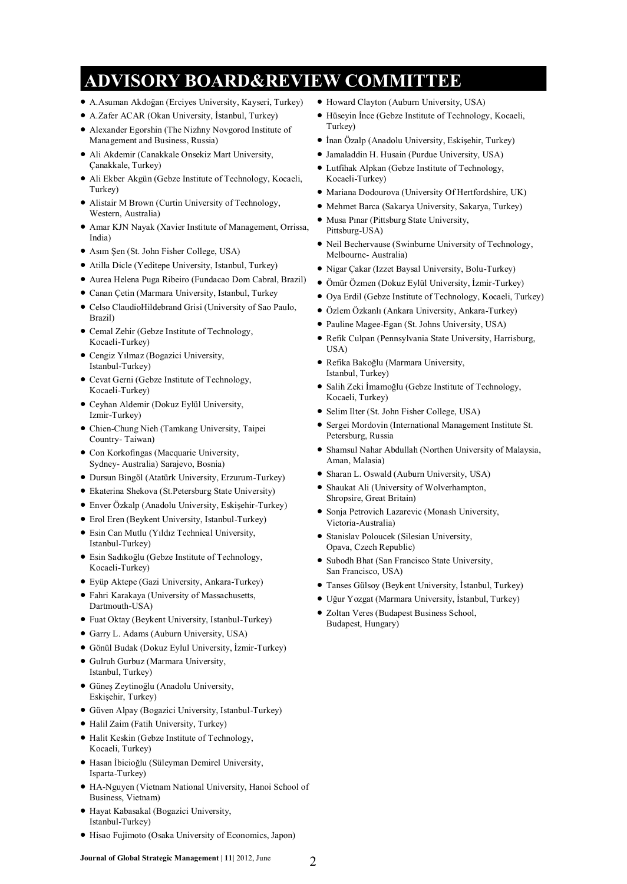# ADVISORY BOARD&REVIEW COMMITTEE

- A.Asuman Akdoğan (Erciyes University, Kayseri, Turkey)
- A.Zafer ACAR (Okan University, İstanbul, Turkey)
- Alexander Egorshin (The Nizhny Novgorod Institute of Management and Business, Russia)
- Ali Akdemir (Canakkale Onsekiz Mart University, Çanakkale, Turkey)
- Ali Ekber Akgün (Gebze Institute of Technology, Kocaeli, Turkey)
- Alistair M Brown (Curtin University of Technology, Western, Australia)
- Amar KJN Nayak (Xavier Institute of Management, Orrissa, India)
- Asım Şen (St. John Fisher College, USA)
- Atilla Dicle (Yeditepe University, Istanbul, Turkey)
- Aurea Helena Puga Ribeiro (Fundacao Dom Cabral, Brazil)
- Canan Çetin (Marmara University, Istanbul, Turkey
- Celso ClaudioHildebrand Grisi (University of Sao Paulo, Brazil)
- Cemal Zehir (Gebze Institute of Technology, Kocaeli-Turkey)
- Cengiz Yılmaz (Bogazici University, Istanbul-Turkey)
- Cevat Gerni (Gebze Institute of Technology, Kocaeli-Turkey)
- Ceyhan Aldemir (Dokuz Eylül University, Izmir-Turkey)
- Chien-Chung Nieh (Tamkang University, Taipei Country- Taiwan)
- Con Korkofingas (Macquarie University, Sydney- Australia) Sarajevo, Bosnia)
- Dursun Bingöl (Atatürk University, Erzurum-Turkey)
- Ekaterina Shekova (St.Petersburg State University)
- Enver Özkalp (Anadolu University, Eskişehir-Turkey)
- Erol Eren (Beykent University, Istanbul-Turkey)
- Esin Can Mutlu (Yıldız Technical University, Istanbul-Turkey)
- Esin Sadıkoğlu (Gebze Institute of Technology, Kocaeli-Turkey)
- Eyüp Aktepe (Gazi University, Ankara-Turkey)
- Fahri Karakaya (University of Massachusetts, Dartmouth-USA)
- Fuat Oktay (Beykent University, Istanbul-Turkey)
- Garry L. Adams (Auburn University, USA)
- Gönül Budak (Dokuz Eylul University, İzmir-Turkey)
- Gulruh Gurbuz (Marmara University, Istanbul, Turkey)
- Güneş Zeytinoğlu (Anadolu University, Eskişehir, Turkey)
- Güven Alpay (Bogazici University, Istanbul-Turkey)
- Halil Zaim (Fatih University, Turkey)
- Halit Keskin (Gebze Institute of Technology, Kocaeli, Turkey)
- Hasan İbicioğlu (Süleyman Demirel University, Isparta-Turkey)
- HA-Nguyen (Vietnam National University, Hanoi School of Business, Vietnam)
- Hayat Kabasakal (Bogazici University, Istanbul-Turkey)
- Hisao Fujimoto (Osaka University of Economics, Japon)
- Howard Clayton (Auburn University, USA)
- Hüseyin İnce (Gebze Institute of Technology, Kocaeli, Turkey)
- İnan Özalp (Anadolu University, Eskişehir, Turkey)
- Jamaladdin H. Husain (Purdue University, USA)
- Lutfihak Alpkan (Gebze Institute of Technology, Kocaeli-Turkey)
- Mariana Dodourova (University Of Hertfordshire, UK)
- Mehmet Barca (Sakarya University, Sakarya, Turkey)
- Musa Pınar (Pittsburg State University, Pittsburg-USA)
- Neil Bechervause (Swinburne University of Technology, Melbourne- Australia)
- Nigar Çakar (Izzet Baysal University, Bolu-Turkey)
- Ömür Özmen (Dokuz Eylül University, İzmir-Turkey)
- Oya Erdil (Gebze Institute of Technology, Kocaeli, Turkey)
- Özlem Özkanlı (Ankara University, Ankara-Turkey)
- Pauline Magee-Egan (St. Johns University, USA)
- Refik Culpan (Pennsylvania State University, Harrisburg, USA)
- Refika Bakoğlu (Marmara University, Istanbul, Turkey)
- Salih Zeki İmamoğlu (Gebze Institute of Technology, Kocaeli, Turkey)
- Selim Ilter (St. John Fisher College, USA)
- Sergei Mordovin (International Management Institute St. Petersburg, Russia
- Shamsul Nahar Abdullah (Northen University of Malaysia, Aman, Malasia)
- Sharan L. Oswald (Auburn University, USA)
- Shaukat Ali (University of Wolverhampton, Shropsire, Great Britain)
- Sonja Petrovich Lazarevic (Monash University, Victoria-Australia)
- Stanislav Poloucek (Silesian University, Opava, Czech Republic)
- Subodh Bhat (San Francisco State University, San Francisco, USA)
- Tanses Gülsoy (Beykent University, İstanbul, Turkey)
- Uğur Yozgat (Marmara University, İstanbul, Turkey)
- Zoltan Veres (Budapest Business School, Budapest, Hungary)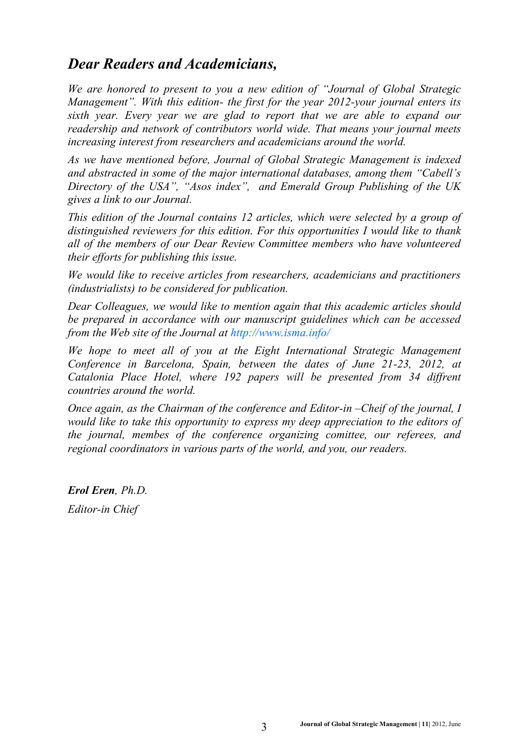## *Dear Readers and Academicians,*

*We are honored to present to you a new edition of "Journal of Global Strategic Management". With this edition- the first for the year 2012-your journal enters its sixth year. Every year we are glad to report that we are able to expand our readership and network of contributors world wide. That means your journal meets increasing interest from researchers and academicians around the world.*

*As we have mentioned before, Journal of Global Strategic Management is indexed and abstracted in some of the major international databases, among them "Cabell's Directory of the USA", "Asos index", and Emerald Group Publishing of the UK gives a link to our Journal.*

*This edition of the Journal contains 12 articles, which were selected by a group of distinguished reviewers for this edition. For this opportunities I would like to thank all of the members of our Dear Review Committee members who have volunteered their efforts for publishing this issue.*

*We would like to receive articles from researchers, academicians and practitioners (industrialists) to be considered for publication.*

*Dear Colleagues, we would like to mention again that this academic articles should be prepared in accordance with our manuscript guidelines which can be accessed from the Web site of the Journal at http://www.isma.info/*

*We hope to meet all of you at the Eight International Strategic Management Conference in Barcelona, Spain, between the dates of June 21-23, 2012, at Catalonia Place Hotel, where 192 papers will be presented from 34 diffrent countries around the world.*

*Once again, as the Chairman of the conference and Editor-in –Cheif of the journal, I would like to take this opportunity to express my deep appreciation to the editors of the journal, membes of the conference organizing comittee, our referees, and regional coordinators in various parts of the world, and you, our readers.*

***Erol Eren**, Ph.D.*

*Editor-in Chief*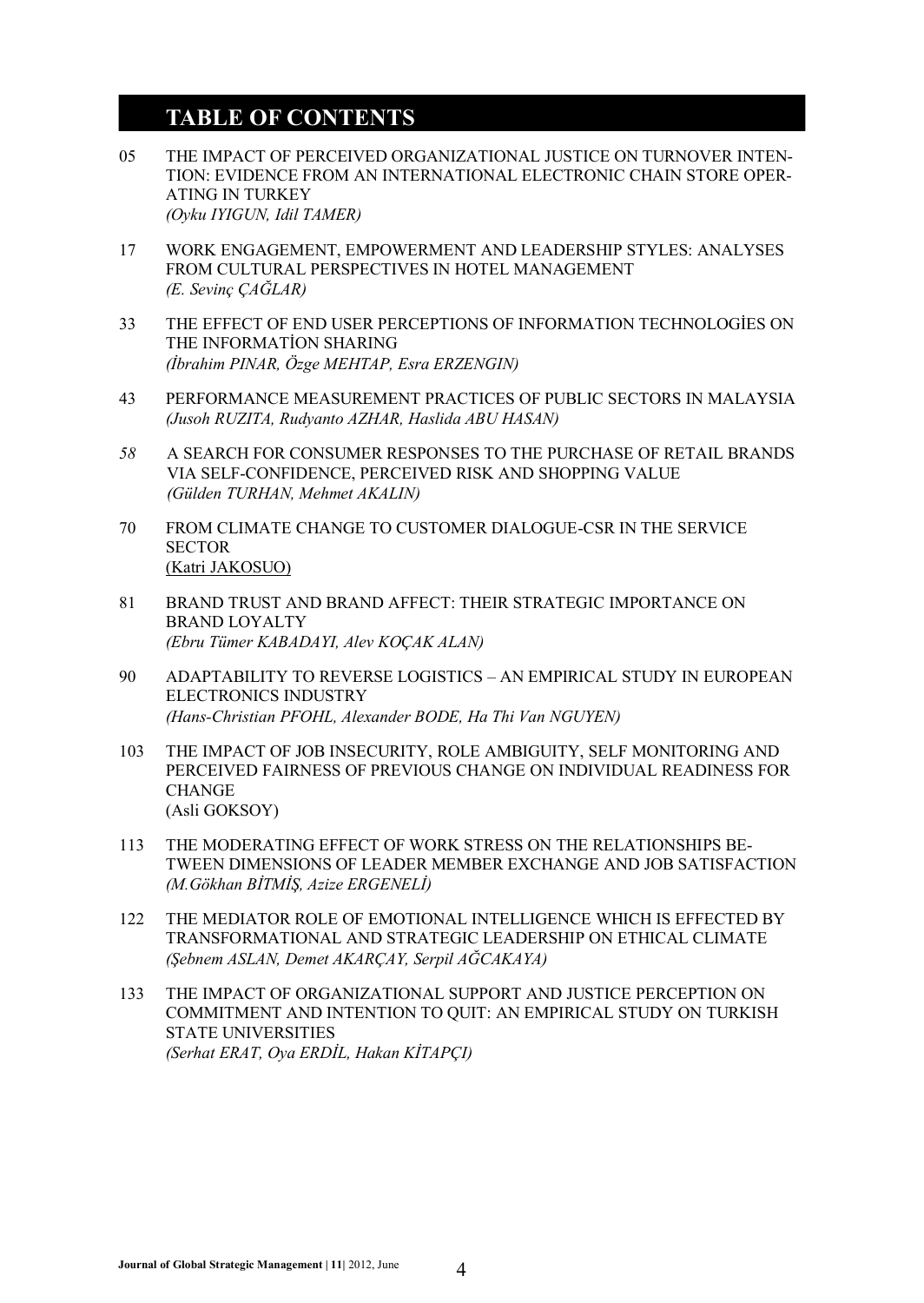# TABLE OF CONTENTS

05 THE IMPACT OF PERCEIVED ORGANIZATIONAL JUSTICE ON TURNOVER INTENTION: EVIDENCE FROM AN INTERNATIONAL ELECTRONIC CHAIN STORE OPERATING IN TURKEY
*(Oyku IYIGUN, Idil TAMER)*

17 WORK ENGAGEMENT, EMPOWERMENT AND LEADERSHIP STYLES: ANALYSES FROM CULTURAL PERSPECTIVES IN HOTEL MANAGEMENT
*(E. Sevinç ÇAĞLAR)*

33 THE EFFECT OF END USER PERCEPTIONS OF INFORMATION TECHNOLOGİES ON THE INFORMATİON SHARING
*(İbrahim PINAR, Özge MEHTAP, Esra ERZENGIN)*

43 PERFORMANCE MEASUREMENT PRACTICES OF PUBLIC SECTORS IN MALAYSIA
*(Jusoh RUZITA, Rudyanto AZHAR, Haslida ABU HASAN)*

*58* A SEARCH FOR CONSUMER RESPONSES TO THE PURCHASE OF RETAIL BRANDS VIA SELF-CONFIDENCE, PERCEIVED RISK AND SHOPPING VALUE
*(Gülden TURHAN, Mehmet AKALIN)*

70 FROM CLIMATE CHANGE TO CUSTOMER DIALOGUE-CSR IN THE SERVICE SECTOR
(Katri JAKOSUO)

81 BRAND TRUST AND BRAND AFFECT: THEIR STRATEGIC IMPORTANCE ON BRAND LOYALTY
*(Ebru Tümer KABADAYI, Alev KOÇAK ALAN)*

90 ADAPTABILITY TO REVERSE LOGISTICS – AN EMPIRICAL STUDY IN EUROPEAN ELECTRONICS INDUSTRY
*(Hans-Christian PFOHL, Alexander BODE, Ha Thi Van NGUYEN)*

103 THE IMPACT OF JOB INSECURITY, ROLE AMBIGUITY, SELF MONITORING AND PERCEIVED FAIRNESS OF PREVIOUS CHANGE ON INDIVIDUAL READINESS FOR CHANGE
(Asli GOKSOY)

113 THE MODERATING EFFECT OF WORK STRESS ON THE RELATIONSHIPS BETWEEN DIMENSIONS OF LEADER MEMBER EXCHANGE AND JOB SATISFACTION
*(M.Gökhan BİTMİŞ, Azize ERGENELİ)*

122 THE MEDIATOR ROLE OF EMOTIONAL INTELLIGENCE WHICH IS EFFECTED BY TRANSFORMATIONAL AND STRATEGIC LEADERSHIP ON ETHICAL CLIMATE
*(Şebnem ASLAN, Demet AKARÇAY, Serpil AĞCAKAYA)*

133 THE IMPACT OF ORGANIZATIONAL SUPPORT AND JUSTICE PERCEPTION ON COMMITMENT AND INTENTION TO QUIT: AN EMPIRICAL STUDY ON TURKISH STATE UNIVERSITIES
*(Serhat ERAT, Oya ERDİL, Hakan KİTAPÇI)*